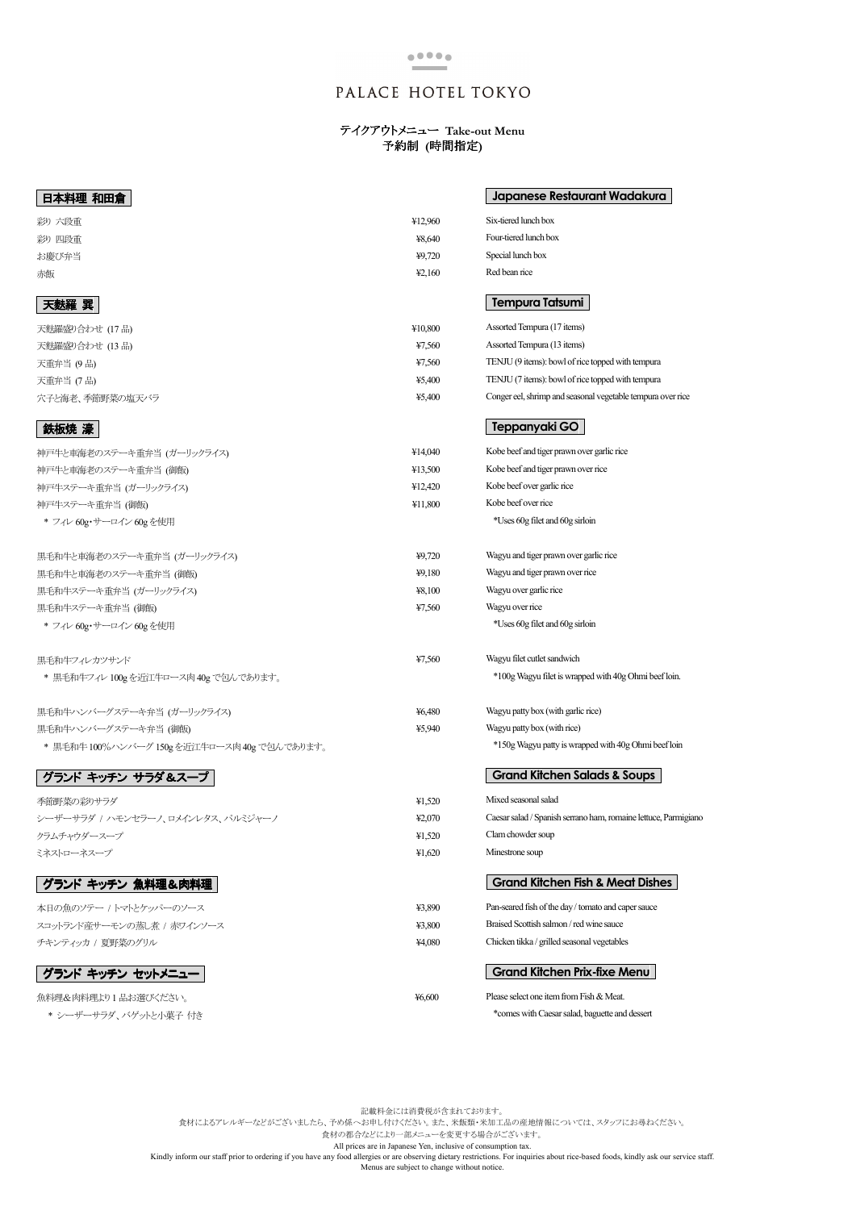# PALACE HOTEL TOKYO

**テイクアウトメニュー Take-out Menu**
**予約制 (時間指定)**

## 日本料理 和田倉 / Japanese Restaurant Wadakura

| | | |
|---|---|---|
| 彩り 六段重 | ¥12,960 | Six-tiered lunch box |
| 彩り 四段重 | ¥8,640 | Four-tiered lunch box |
| お慶び弁当 | ¥9,720 | Special lunch box |
| 赤飯 | ¥2,160 | Red bean rice |

## 天麩羅 巽 / Tempura Tatsumi

| | | |
|---|---|---|
| 天麩羅盛り合わせ (17 品) | ¥10,800 | Assorted Tempura (17 items) |
| 天麩羅盛り合わせ (13 品) | ¥7,560 | Assorted Tempura (13 items) |
| 天重弁当 (9 品) | ¥7,560 | TENJU (9 items): bowl of rice topped with tempura |
| 天重弁当 (7 品) | ¥5,400 | TENJU (7 items): bowl of rice topped with tempura |
| 穴子と海老、季節野菜の塩天バラ | ¥5,400 | Conger eel, shrimp and seasonal vegetable tempura over rice |

## 鉄板焼 濠 / Teppanyaki GO

| | | |
|---|---|---|
| 神戸牛と車海老のステーキ重弁当 (ガーリックライス) | ¥14,040 | Kobe beef and tiger prawn over garlic rice |
| 神戸牛と車海老のステーキ重弁当 (御飯) | ¥13,500 | Kobe beef and tiger prawn over rice |
| 神戸牛ステーキ重弁当 (ガーリックライス) | ¥12,420 | Kobe beef over garlic rice |
| 神戸牛ステーキ重弁当 (御飯) | ¥11,800 | Kobe beef over rice |
| * フィレ 60g・サーロイン 60g を使用 | | *Uses 60g filet and 60g sirloin |

| | | |
|---|---|---|
| 黒毛和牛と車海老のステーキ重弁当 (ガーリックライス) | ¥9,720 | Wagyu and tiger prawn over garlic rice |
| 黒毛和牛と車海老のステーキ重弁当 (御飯) | ¥9,180 | Wagyu and tiger prawn over rice |
| 黒毛和牛ステーキ重弁当 (ガーリックライス) | ¥8,100 | Wagyu over garlic rice |
| 黒毛和牛ステーキ重弁当 (御飯) | ¥7,560 | Wagyu over rice |
| * フィレ 60g・サーロイン 60g を使用 | | *Uses 60g filet and 60g sirloin |

| | | |
|---|---|---|
| 黒毛和牛フィレカツサンド | ¥7,560 | Wagyu filet cutlet sandwich |
| * 黒毛和牛フィレ 100g を近江牛ロース肉 40g で包んであります。 | | *100g Wagyu filet is wrapped with 40g Ohmi beef loin. |

| | | |
|---|---|---|
| 黒毛和牛ハンバーグステーキ弁当 (ガーリックライス) | ¥6,480 | Wagyu patty box (with garlic rice) |
| 黒毛和牛ハンバーグステーキ弁当 (御飯) | ¥5,940 | Wagyu patty box (with rice) |
| * 黒毛和牛 100%ハンバーグ 150g を近江牛ロース肉 40g で包んであります。 | | *150g Wagyu patty is wrapped with 40g Ohmi beef loin |

## グランド キッチン サラダ＆スープ / Grand Kitchen Salads & Soups

| | | |
|---|---|---|
| 季節野菜の彩りサラダ | ¥1,520 | Mixed seasonal salad |
| シーザーサラダ / ハモンセラーノ、ロメインレタス、パルミジャーノ | ¥2,070 | Caesar salad / Spanish serrano ham, romaine lettuce, Parmigiano |
| クラムチャウダースープ | ¥1,520 | Clam chowder soup |
| ミネストローネスープ | ¥1,620 | Minestrone soup |

## グランド キッチン 魚料理＆肉料理 / Grand Kitchen Fish & Meat Dishes

| | | |
|---|---|---|
| 本日の魚のソテー / トマトとケッパーのソース | ¥3,890 | Pan-seared fish of the day / tomato and caper sauce |
| スコットランド産サーモンの蒸し煮 / 赤ワインソース | ¥3,800 | Braised Scottish salmon / red wine sauce |
| チキンティッカ / 夏野菜のグリル | ¥4,080 | Chicken tikka / grilled seasonal vegetables |

## グランド キッチン セットメニュー / Grand Kitchen Prix-fixe Menu

| | | |
|---|---|---|
| 魚料理＆肉料理より 1 品お選びください。 | ¥6,600 | Please select one item from Fish & Meat. |
| * シーザーサラダ、バゲットと小菓子 付き | | *comes with Caesar salad, baguette and dessert |

記載料金には消費税が含まれております。
食材によるアレルギーなどがございましたら、予め係へお申し付けください。また、米飯類・米加工品の産地情報については、スタッフにお尋ねください。
食材の都合などにより一部メニューを変更する場合がございます。
All prices are in Japanese Yen, inclusive of consumption tax.
Kindly inform our staff prior to ordering if you have any food allergies or are observing dietary restrictions. For inquiries about rice-based foods, kindly ask our service staff.
Menus are subject to change without notice.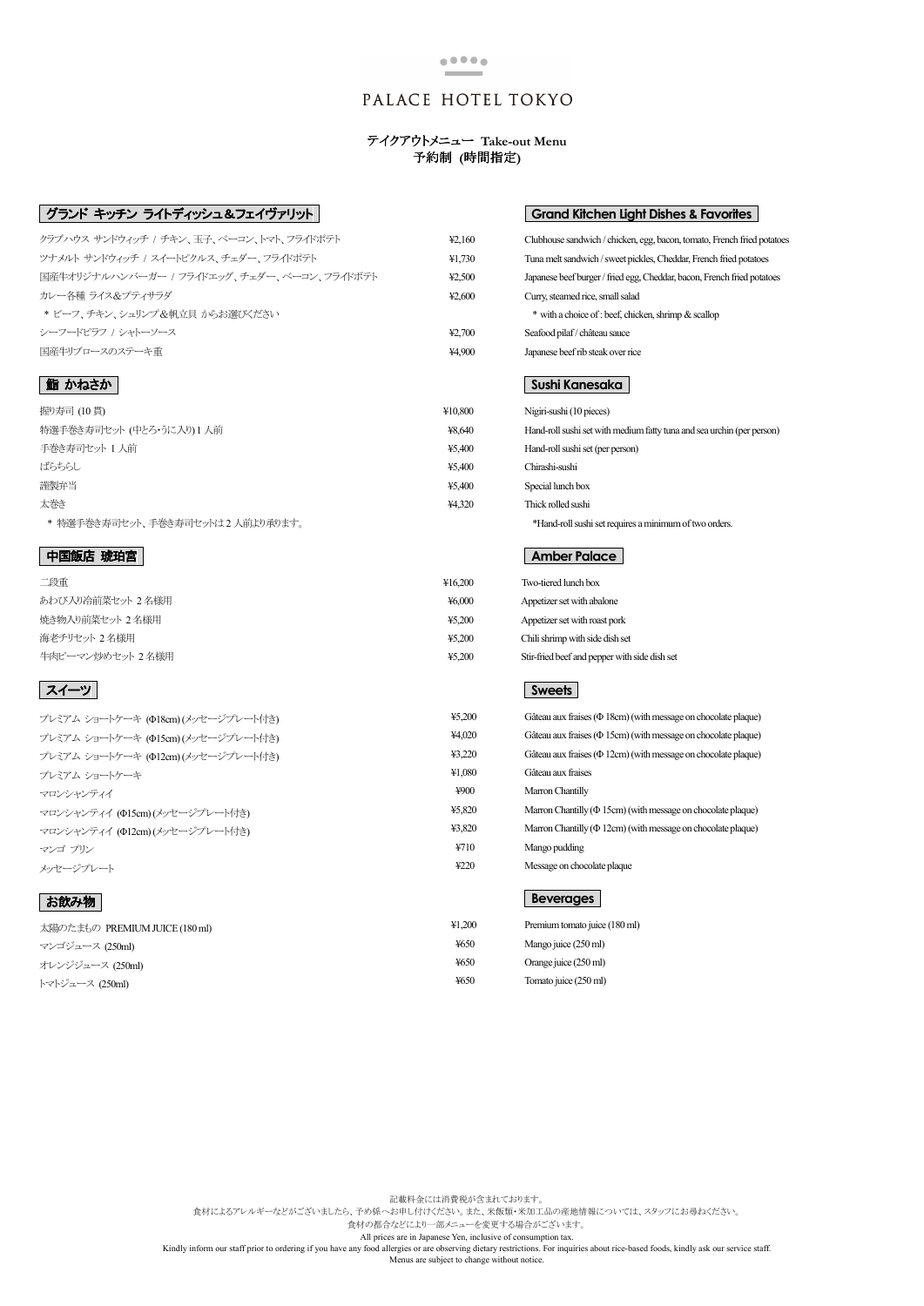PALACE HOTEL TOKYO

テイクアウトメニュー Take-out Menu
予約制 (時間指定)

## グランド キッチン ライトディッシュ&フェイヴァリット / Grand Kitchen Light Dishes & Favorites

| | | |
|---|---|---|
| クラブハウス サンドウィッチ / チキン、玉子、ベーコン、トマト、フライドポテト | ¥2,160 | Clubhouse sandwich / chicken, egg, bacon, tomato, French fried potatoes |
| ツナメルト サンドウィッチ / スイートピクルス、チェダー、フライドポテト | ¥1,730 | Tuna melt sandwich / sweet pickles, Cheddar, French fried potatoes |
| 国産牛オリジナルハンバーガー / フライドエッグ、チェダー、ベーコン、フライドポテト | ¥2,500 | Japanese beef burger / fried egg, Cheddar, bacon, French fried potatoes |
| カレー各種 ライス&プティサラダ | ¥2,600 | Curry, steamed rice, small salad |
| * ビーフ、チキン、シュリンプ&帆立貝 からお選びください | | * with a choice of : beef, chicken, shrimp & scallop |
| シーフードピラフ / シャトーソース | ¥2,700 | Seafood pilaf / château sauce |
| 国産牛リブロースのステーキ重 | ¥4,900 | Japanese beef rib steak over rice |

## 鮨 かねさか / Sushi Kanesaka

| | | |
|---|---|---|
| 握り寿司 (10 貫) | ¥10,800 | Nigiri-sushi (10 pieces) |
| 特選手巻き寿司セット (中とろ・うに入り) 1 人前 | ¥8,640 | Hand-roll sushi set with medium fatty tuna and sea urchin (per person) |
| 手巻き寿司セット 1 人前 | ¥5,400 | Hand-roll sushi set (per person) |
| ばらちらし | ¥5,400 | Chirashi-sushi |
| 謹製弁当 | ¥5,400 | Special lunch box |
| 太巻き | ¥4,320 | Thick rolled sushi |

* 特選手巻き寿司セット、手巻き寿司セットは 2 人前より承ります。
*Hand-roll sushi set requires a minimum of two orders.

## 中国飯店 琥珀宮 / Amber Palace

| | | |
|---|---|---|
| 二段重 | ¥16,200 | Two-tiered lunch box |
| あわび入り冷前菜セット 2 名様用 | ¥6,000 | Appetizer set with abalone |
| 焼き物入り前菜セット 2 名様用 | ¥5,200 | Appetizer set with roast pork |
| 海老チリセット 2 名様用 | ¥5,200 | Chili shrimp with side dish set |
| 牛肉ピーマン炒めセット 2 名様用 | ¥5,200 | Stir-fried beef and pepper with side dish set |

## スイーツ / Sweets

| | | |
|---|---|---|
| プレミアム ショートケーキ (Φ18cm) (メッセージプレート付き) | ¥5,200 | Gâteau aux fraises (Φ 18cm) (with message on chocolate plaque) |
| プレミアム ショートケーキ (Φ15cm) (メッセージプレート付き) | ¥4,020 | Gâteau aux fraises (Φ 15cm) (with message on chocolate plaque) |
| プレミアム ショートケーキ (Φ12cm) (メッセージプレート付き) | ¥3,220 | Gâteau aux fraises (Φ 12cm) (with message on chocolate plaque) |
| プレミアム ショートケーキ | ¥1,080 | Gâteau aux fraises |
| マロンシャンティイ | ¥900 | Marron Chantilly |
| マロンシャンティイ (Φ15cm) (メッセージプレート付き) | ¥5,820 | Marron Chantilly (Φ 15cm) (with message on chocolate plaque) |
| マロンシャンティイ (Φ12cm) (メッセージプレート付き) | ¥3,820 | Marron Chantilly (Φ 12cm) (with message on chocolate plaque) |
| マンゴ プリン | ¥710 | Mango pudding |
| メッセージプレート | ¥220 | Message on chocolate plaque |

## お飲み物 / Beverages

| | | |
|---|---|---|
| 太陽のたまもの PREMIUM JUICE (180 ml) | ¥1,200 | Premium tomato juice (180 ml) |
| マンゴジュース (250ml) | ¥650 | Mango juice (250 ml) |
| オレンジジュース (250ml) | ¥650 | Orange juice (250 ml) |
| トマトジュース (250ml) | ¥650 | Tomato juice (250 ml) |

記載料金には消費税が含まれております。
食材によるアレルギーなどがございましたら、予め係へお申し付けください。また、米飯類・米加工品の産地情報については、スタッフにお尋ねください。
食材の都合などにより一部メニューを変更する場合がございます。
All prices are in Japanese Yen, inclusive of consumption tax.
Kindly inform our staff prior to ordering if you have any food allergies or are observing dietary restrictions. For inquiries about rice-based foods, kindly ask our service staff.
Menus are subject to change without notice.